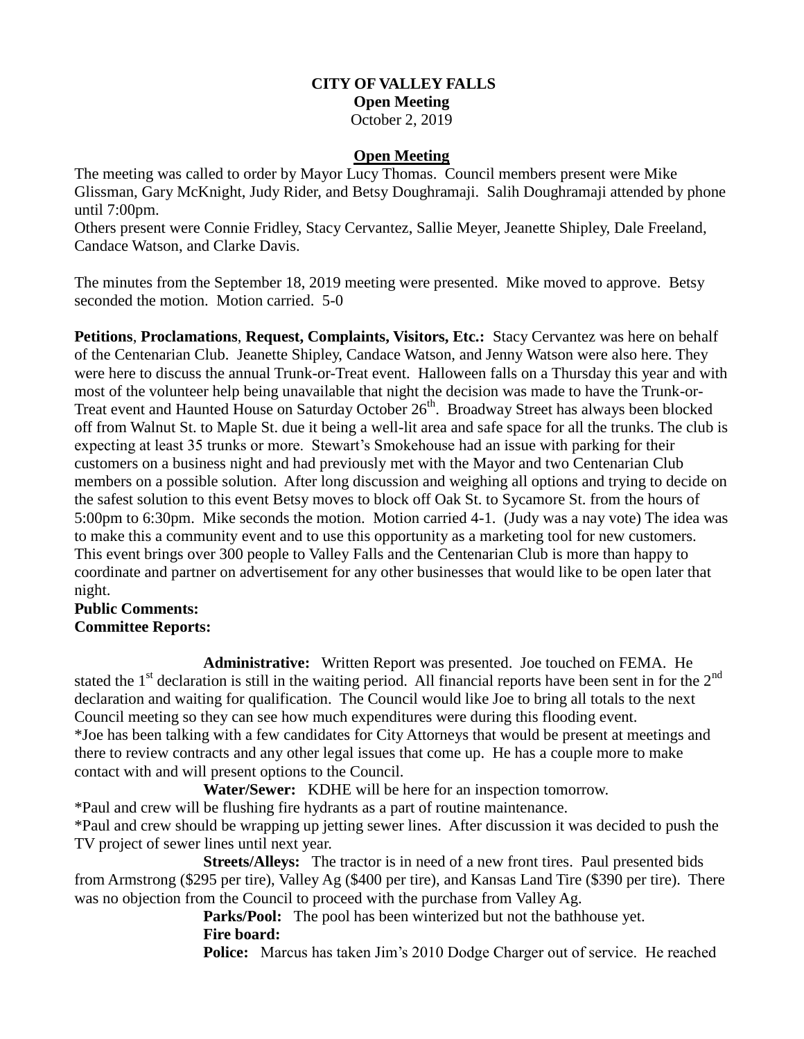**CITY OF VALLEY FALLS**
**Open Meeting**
October 2, 2019

## Open Meeting

The meeting was called to order by Mayor Lucy Thomas. Council members present were Mike Glissman, Gary McKnight, Judy Rider, and Betsy Doughramaji. Salih Doughramaji attended by phone until 7:00pm.
Others present were Connie Fridley, Stacy Cervantez, Sallie Meyer, Jeanette Shipley, Dale Freeland, Candace Watson, and Clarke Davis.

The minutes from the September 18, 2019 meeting were presented. Mike moved to approve. Betsy seconded the motion. Motion carried. 5-0

**Petitions**, **Proclamations**, **Request, Complaints, Visitors, Etc.:** Stacy Cervantez was here on behalf of the Centenarian Club. Jeanette Shipley, Candace Watson, and Jenny Watson were also here. They were here to discuss the annual Trunk-or-Treat event. Halloween falls on a Thursday this year and with most of the volunteer help being unavailable that night the decision was made to have the Trunk-or-Treat event and Haunted House on Saturday October 26th. Broadway Street has always been blocked off from Walnut St. to Maple St. due it being a well-lit area and safe space for all the trunks. The club is expecting at least 35 trunks or more. Stewart's Smokehouse had an issue with parking for their customers on a business night and had previously met with the Mayor and two Centenarian Club members on a possible solution. After long discussion and weighing all options and trying to decide on the safest solution to this event Betsy moves to block off Oak St. to Sycamore St. from the hours of 5:00pm to 6:30pm. Mike seconds the motion. Motion carried 4-1. (Judy was a nay vote) The idea was to make this a community event and to use this opportunity as a marketing tool for new customers. This event brings over 300 people to Valley Falls and the Centenarian Club is more than happy to coordinate and partner on advertisement for any other businesses that would like to be open later that night.

**Public Comments:**

**Committee Reports:**

**Administrative:** Written Report was presented. Joe touched on FEMA. He stated the 1st declaration is still in the waiting period. All financial reports have been sent in for the 2nd declaration and waiting for qualification. The Council would like Joe to bring all totals to the next Council meeting so they can see how much expenditures were during this flooding event.
*Joe has been talking with a few candidates for City Attorneys that would be present at meetings and there to review contracts and any other legal issues that come up. He has a couple more to make contact with and will present options to the Council.

**Water/Sewer:** KDHE will be here for an inspection tomorrow.
*Paul and crew will be flushing fire hydrants as a part of routine maintenance.
*Paul and crew should be wrapping up jetting sewer lines. After discussion it was decided to push the TV project of sewer lines until next year.

**Streets/Alleys:** The tractor is in need of a new front tires. Paul presented bids from Armstrong ($295 per tire), Valley Ag ($400 per tire), and Kansas Land Tire ($390 per tire). There was no objection from the Council to proceed with the purchase from Valley Ag.

**Parks/Pool:** The pool has been winterized but not the bathhouse yet.

**Fire board:**

**Police:** Marcus has taken Jim's 2010 Dodge Charger out of service. He reached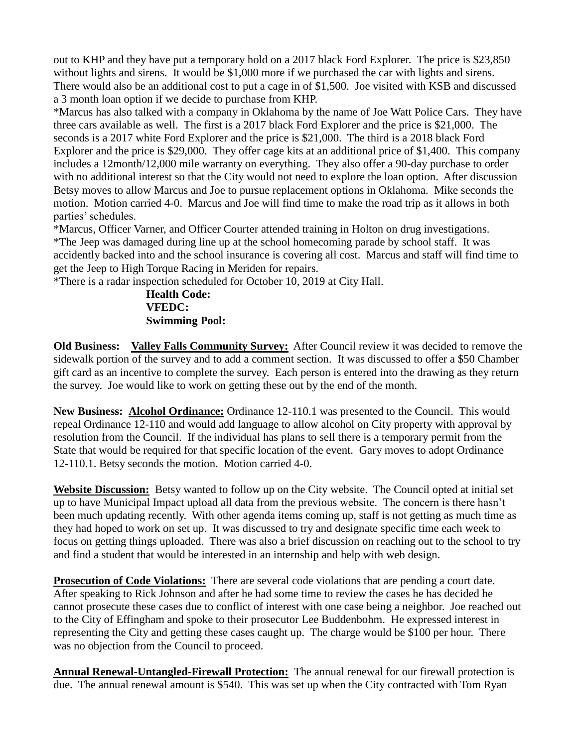out to KHP and they have put a temporary hold on a 2017 black Ford Explorer. The price is $23,850 without lights and sirens. It would be $1,000 more if we purchased the car with lights and sirens. There would also be an additional cost to put a cage in of $1,500. Joe visited with KSB and discussed a 3 month loan option if we decide to purchase from KHP.

*Marcus has also talked with a company in Oklahoma by the name of Joe Watt Police Cars. They have three cars available as well. The first is a 2017 black Ford Explorer and the price is $21,000. The seconds is a 2017 white Ford Explorer and the price is $21,000. The third is a 2018 black Ford Explorer and the price is $29,000. They offer cage kits at an additional price of $1,400. This company includes a 12month/12,000 mile warranty on everything. They also offer a 90-day purchase to order with no additional interest so that the City would not need to explore the loan option. After discussion Betsy moves to allow Marcus and Joe to pursue replacement options in Oklahoma. Mike seconds the motion. Motion carried 4-0. Marcus and Joe will find time to make the road trip as it allows in both parties' schedules.

*Marcus, Officer Varner, and Officer Courter attended training in Holton on drug investigations.

*The Jeep was damaged during line up at the school homecoming parade by school staff. It was accidently backed into and the school insurance is covering all cost. Marcus and staff will find time to get the Jeep to High Torque Racing in Meriden for repairs.

*There is a radar inspection scheduled for October 10, 2019 at City Hall.

**Health Code:**

**VFEDC:**

**Swimming Pool:**

**Old Business:** **Valley Falls Community Survey:** After Council review it was decided to remove the sidewalk portion of the survey and to add a comment section. It was discussed to offer a $50 Chamber gift card as an incentive to complete the survey. Each person is entered into the drawing as they return the survey. Joe would like to work on getting these out by the end of the month.

**New Business:** **Alcohol Ordinance:** Ordinance 12-110.1 was presented to the Council. This would repeal Ordinance 12-110 and would add language to allow alcohol on City property with approval by resolution from the Council. If the individual has plans to sell there is a temporary permit from the State that would be required for that specific location of the event. Gary moves to adopt Ordinance 12-110.1. Betsy seconds the motion. Motion carried 4-0.

**Website Discussion:** Betsy wanted to follow up on the City website. The Council opted at initial set up to have Municipal Impact upload all data from the previous website. The concern is there hasn't been much updating recently. With other agenda items coming up, staff is not getting as much time as they had hoped to work on set up. It was discussed to try and designate specific time each week to focus on getting things uploaded. There was also a brief discussion on reaching out to the school to try and find a student that would be interested in an internship and help with web design.

**Prosecution of Code Violations:** There are several code violations that are pending a court date. After speaking to Rick Johnson and after he had some time to review the cases he has decided he cannot prosecute these cases due to conflict of interest with one case being a neighbor. Joe reached out to the City of Effingham and spoke to their prosecutor Lee Buddenbohm. He expressed interest in representing the City and getting these cases caught up. The charge would be $100 per hour. There was no objection from the Council to proceed.

**Annual Renewal-Untangled-Firewall Protection:** The annual renewal for our firewall protection is due. The annual renewal amount is $540. This was set up when the City contracted with Tom Ryan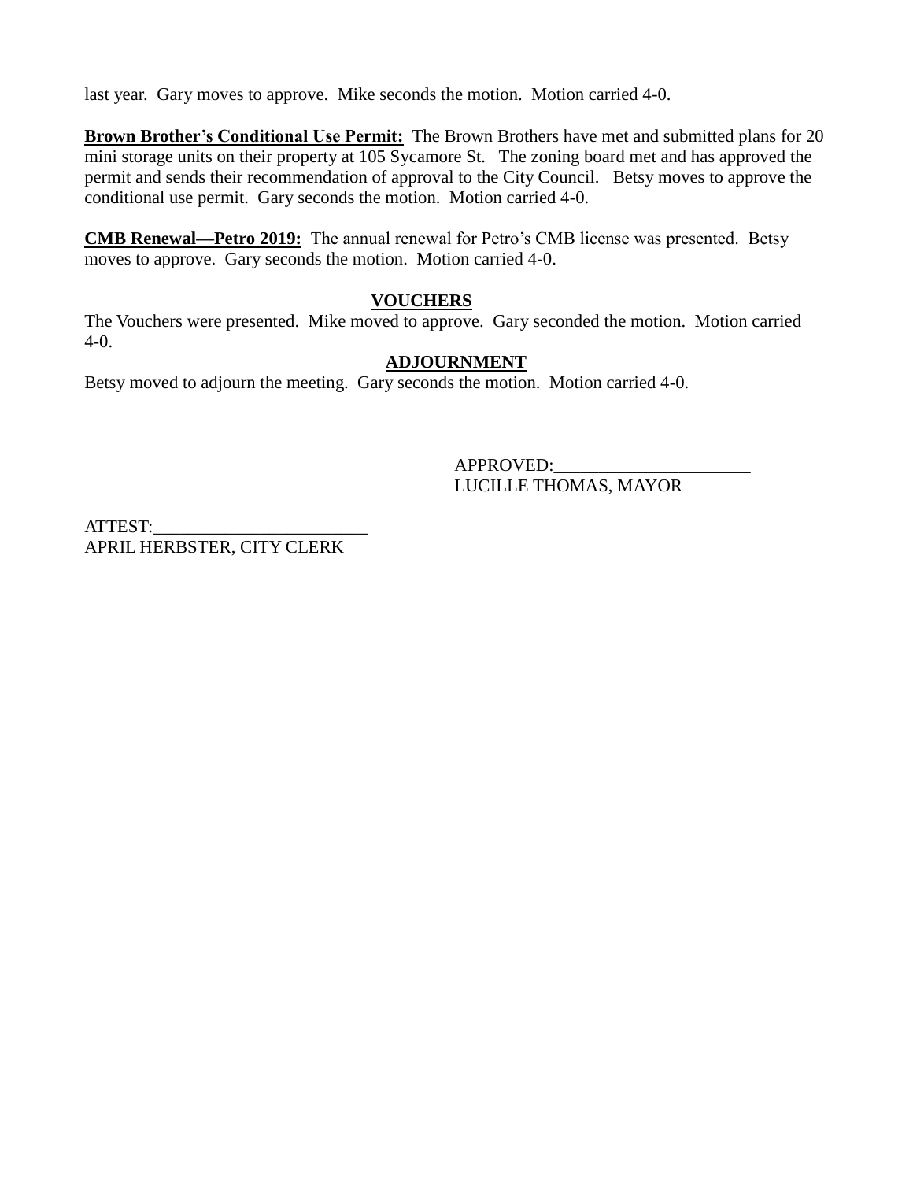last year. Gary moves to approve. Mike seconds the motion. Motion carried 4-0.

**Brown Brother's Conditional Use Permit:** The Brown Brothers have met and submitted plans for 20 mini storage units on their property at 105 Sycamore St. The zoning board met and has approved the permit and sends their recommendation of approval to the City Council. Betsy moves to approve the conditional use permit. Gary seconds the motion. Motion carried 4-0.

**CMB Renewal—Petro 2019:** The annual renewal for Petro's CMB license was presented. Betsy moves to approve. Gary seconds the motion. Motion carried 4-0.

## VOUCHERS

The Vouchers were presented. Mike moved to approve. Gary seconded the motion. Motion carried 4-0.

## ADJOURNMENT

Betsy moved to adjourn the meeting. Gary seconds the motion. Motion carried 4-0.

APPROVED:______________________
LUCILLE THOMAS, MAYOR

ATTEST:________________________
APRIL HERBSTER, CITY CLERK